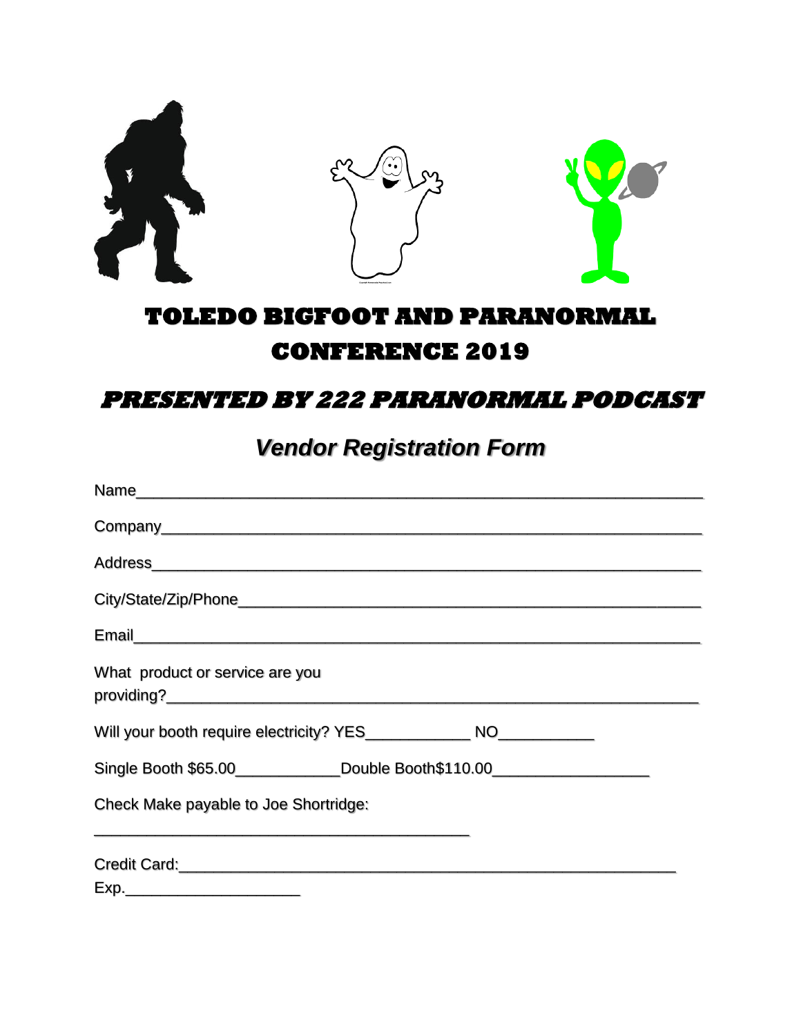# TOLEDO BIGFOOT AND PARANORMAL CONFERENCE 2019

## *PRESENTED BY 222 PARANORMAL PODCAST*

## *Vendor Registration Form*

Name_______________________________________________________________

Company____________________________________________________________

Address_____________________________________________________________

City/State/Zip/Phone_________________________________________________

Email_______________________________________________________________

What product or service are you providing?____________________________________________________

Will your booth require electricity? YES____________ NO___________

Single Booth $65.00____________Double Booth$110.00_________________

Check Make payable to Joe Shortridge:

___________________________________________

Credit Card:_____________________________________________________

Exp.___________________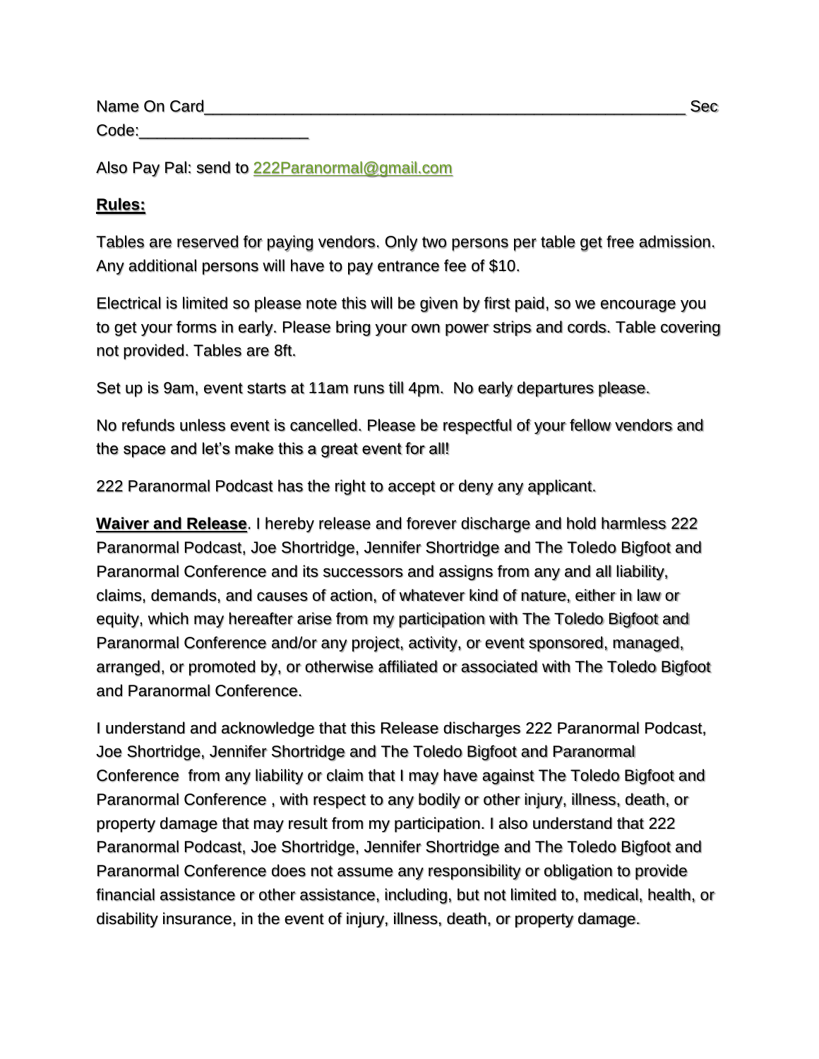Name On Card\_\_\_\_\_\_\_\_\_\_\_\_\_\_\_\_\_\_\_\_\_\_\_\_\_\_\_\_\_\_\_\_\_\_\_\_\_\_\_\_\_\_\_\_\_\_\_\_\_\_\_\_\_ Sec Code:\_\_\_\_\_\_\_\_\_\_\_\_\_\_\_\_\_\_\_

Also Pay Pal: send to 222Paranormal@gmail.com

**Rules:**

Tables are reserved for paying vendors. Only two persons per table get free admission. Any additional persons will have to pay entrance fee of $10.

Electrical is limited so please note this will be given by first paid, so we encourage you to get your forms in early. Please bring your own power strips and cords. Table covering not provided. Tables are 8ft.

Set up is 9am, event starts at 11am runs till 4pm. No early departures please.

No refunds unless event is cancelled. Please be respectful of your fellow vendors and the space and let's make this a great event for all!

222 Paranormal Podcast has the right to accept or deny any applicant.

**Waiver and Release**. I hereby release and forever discharge and hold harmless 222 Paranormal Podcast, Joe Shortridge, Jennifer Shortridge and The Toledo Bigfoot and Paranormal Conference and its successors and assigns from any and all liability, claims, demands, and causes of action, of whatever kind of nature, either in law or equity, which may hereafter arise from my participation with The Toledo Bigfoot and Paranormal Conference and/or any project, activity, or event sponsored, managed, arranged, or promoted by, or otherwise affiliated or associated with The Toledo Bigfoot and Paranormal Conference.

I understand and acknowledge that this Release discharges 222 Paranormal Podcast, Joe Shortridge, Jennifer Shortridge and The Toledo Bigfoot and Paranormal Conference from any liability or claim that I may have against The Toledo Bigfoot and Paranormal Conference , with respect to any bodily or other injury, illness, death, or property damage that may result from my participation. I also understand that 222 Paranormal Podcast, Joe Shortridge, Jennifer Shortridge and The Toledo Bigfoot and Paranormal Conference does not assume any responsibility or obligation to provide financial assistance or other assistance, including, but not limited to, medical, health, or disability insurance, in the event of injury, illness, death, or property damage.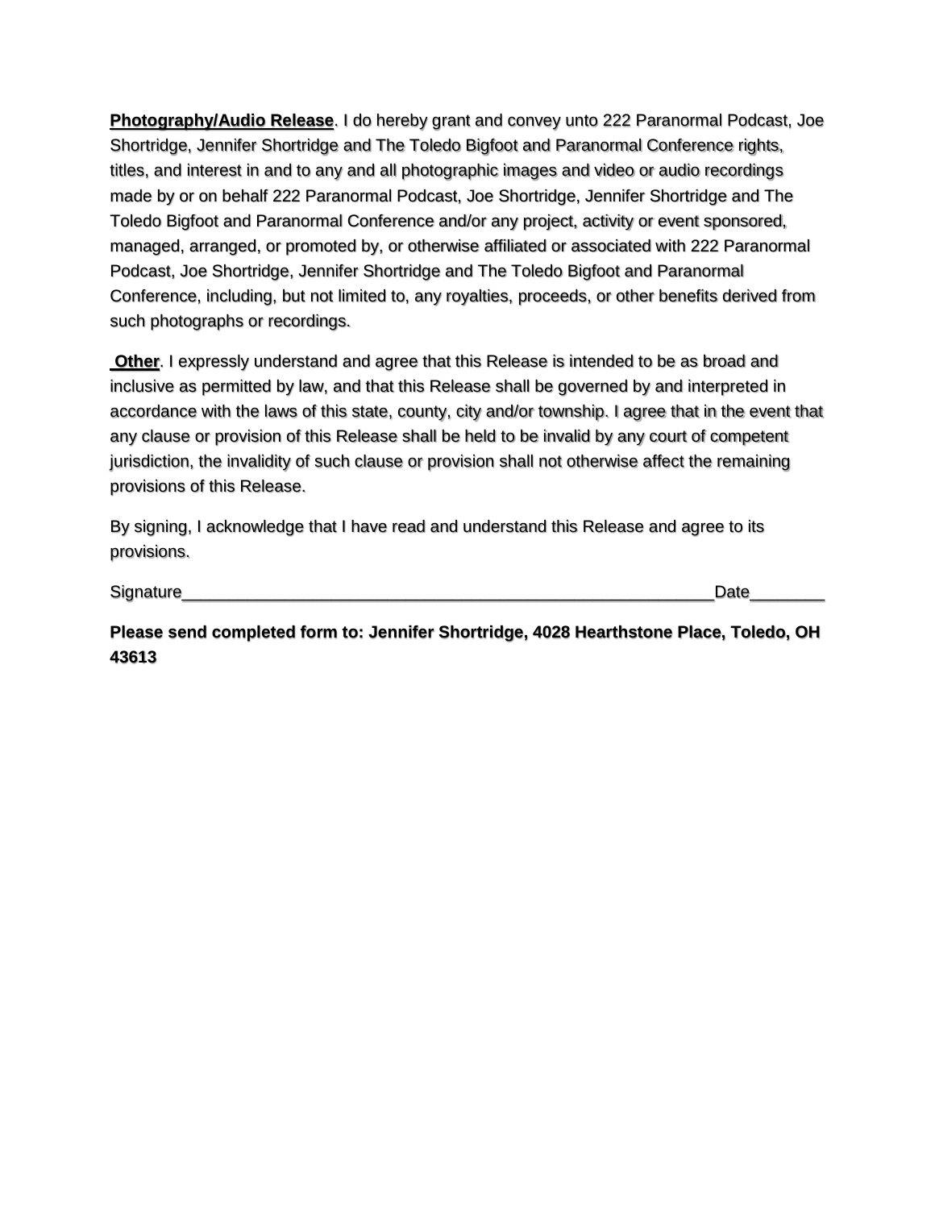**Photography/Audio Release**. I do hereby grant and convey unto 222 Paranormal Podcast, Joe Shortridge, Jennifer Shortridge and The Toledo Bigfoot and Paranormal Conference rights, titles, and interest in and to any and all photographic images and video or audio recordings made by or on behalf 222 Paranormal Podcast, Joe Shortridge, Jennifer Shortridge and The Toledo Bigfoot and Paranormal Conference and/or any project, activity or event sponsored, managed, arranged, or promoted by, or otherwise affiliated or associated with 222 Paranormal Podcast, Joe Shortridge, Jennifer Shortridge and The Toledo Bigfoot and Paranormal Conference, including, but not limited to, any royalties, proceeds, or other benefits derived from such photographs or recordings.

**Other**. I expressly understand and agree that this Release is intended to be as broad and inclusive as permitted by law, and that this Release shall be governed by and interpreted in accordance with the laws of this state, county, city and/or township. I agree that in the event that any clause or provision of this Release shall be held to be invalid by any court of competent jurisdiction, the invalidity of such clause or provision shall not otherwise affect the remaining provisions of this Release.

By signing, I acknowledge that I have read and understand this Release and agree to its provisions.

Signature____________________________________________________________Date________

**Please send completed form to: Jennifer Shortridge, 4028 Hearthstone Place, Toledo, OH 43613**